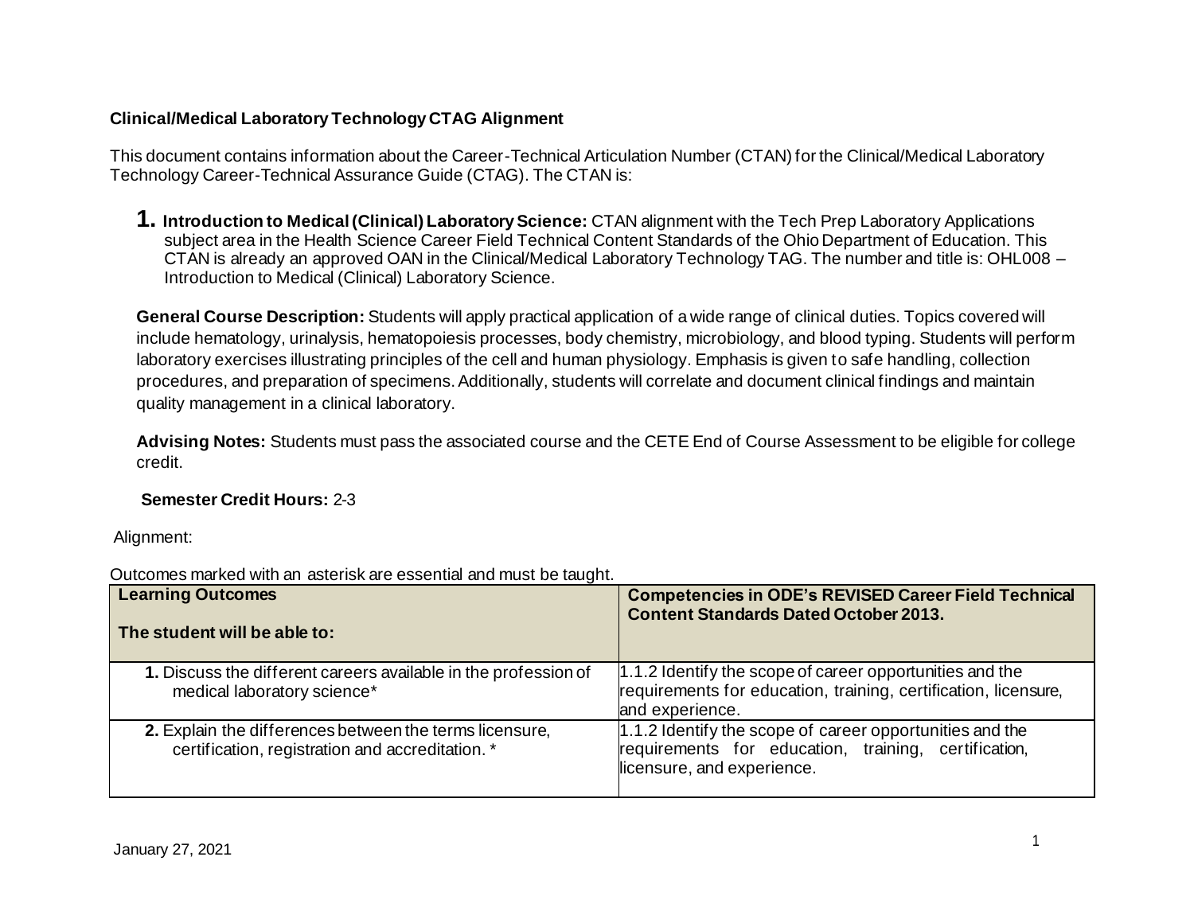**Clinical/Medical Laboratory Technology CTAG Alignment**

This document contains information about the Career-Technical Articulation Number (CTAN) for the Clinical/Medical Laboratory Technology Career-Technical Assurance Guide (CTAG). The CTAN is:

1. **Introduction to Medical (Clinical) Laboratory Science:** CTAN alignment with the Tech Prep Laboratory Applications subject area in the Health Science Career Field Technical Content Standards of the Ohio Department of Education. This CTAN is already an approved OAN in the Clinical/Medical Laboratory Technology TAG. The number and title is: OHL008 – Introduction to Medical (Clinical) Laboratory Science.

**General Course Description:** Students will apply practical application of a wide range of clinical duties. Topics covered will include hematology, urinalysis, hematopoiesis processes, body chemistry, microbiology, and blood typing. Students will perform laboratory exercises illustrating principles of the cell and human physiology. Emphasis is given to safe handling, collection procedures, and preparation of specimens. Additionally, students will correlate and document clinical findings and maintain quality management in a clinical laboratory.

**Advising Notes:** Students must pass the associated course and the CETE End of Course Assessment to be eligible for college credit.

**Semester Credit Hours:** 2-3

Alignment:

Outcomes marked with an asterisk are essential and must be taught.

| **Learning Outcomes**<br><br>**The student will be able to:** | **Competencies in ODE's REVISED Career Field Technical Content Standards Dated October 2013.** |
|---|---|
| **1.** Discuss the different careers available in the profession of medical laboratory science* | 1.1.2 Identify the scope of career opportunities and the requirements for education, training, certification, licensure, and experience. |
| **2.** Explain the differences between the terms licensure, certification, registration and accreditation. * | 1.1.2 Identify the scope of career opportunities and the requirements for education, training, certification, licensure, and experience. |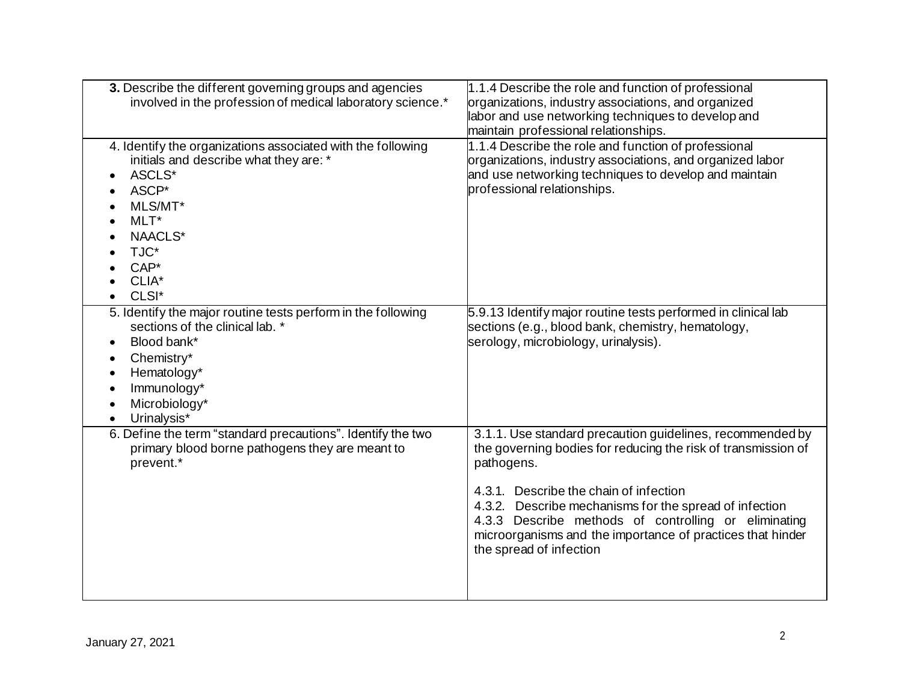| | |
|---|---|
| **3.** Describe the different governing groups and agencies involved in the profession of medical laboratory science.* | 1.1.4 Describe the role and function of professional organizations, industry associations, and organized labor and use networking techniques to develop and maintain professional relationships. |
| 4. Identify the organizations associated with the following initials and describe what they are: *<br>• ASCLS*<br>• ASCP*<br>• MLS/MT*<br>• MLT*<br>• NAACLS*<br>• TJC*<br>• CAP*<br>• CLIA*<br>• CLSI* | 1.1.4 Describe the role and function of professional organizations, industry associations, and organized labor and use networking techniques to develop and maintain professional relationships. |
| 5. Identify the major routine tests perform in the following sections of the clinical lab. *<br>• Blood bank*<br>• Chemistry*<br>• Hematology*<br>• Immunology*<br>• Microbiology*<br>• Urinalysis* | 5.9.13 Identify major routine tests performed in clinical lab sections (e.g., blood bank, chemistry, hematology, serology, microbiology, urinalysis). |
| 6. Define the term "standard precautions". Identify the two primary blood borne pathogens they are meant to prevent.* | 3.1.1. Use standard precaution guidelines, recommended by the governing bodies for reducing the risk of transmission of pathogens.<br><br>4.3.1. Describe the chain of infection<br>4.3.2. Describe mechanisms for the spread of infection<br>4.3.3 Describe methods of controlling or eliminating microorganisms and the importance of practices that hinder the spread of infection |

January 27, 2021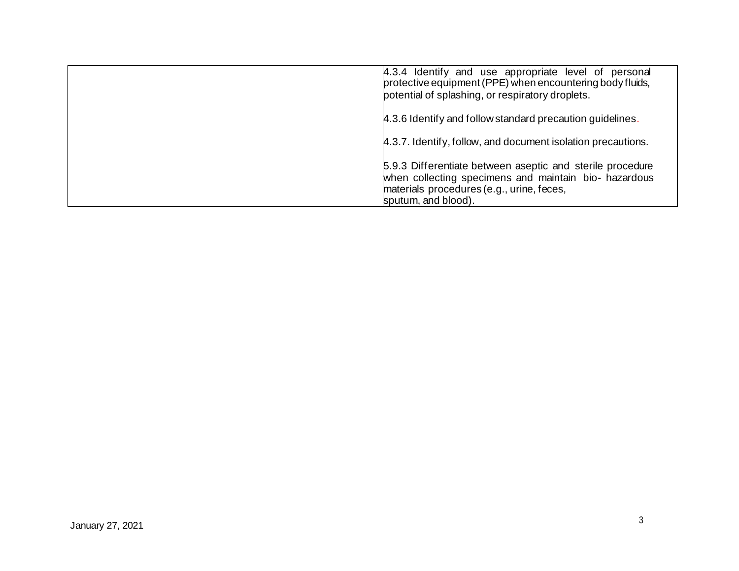| | |
|---|---|
| | 4.3.4 Identify and use appropriate level of personal protective equipment (PPE) when encountering body fluids, potential of splashing, or respiratory droplets.<br><br>4.3.6 Identify and follow standard precaution guidelines.<br><br>4.3.7. Identify, follow, and document isolation precautions.<br><br>5.9.3 Differentiate between aseptic and sterile procedure when collecting specimens and maintain bio- hazardous materials procedures (e.g., urine, feces, sputum, and blood). |

January 27, 2021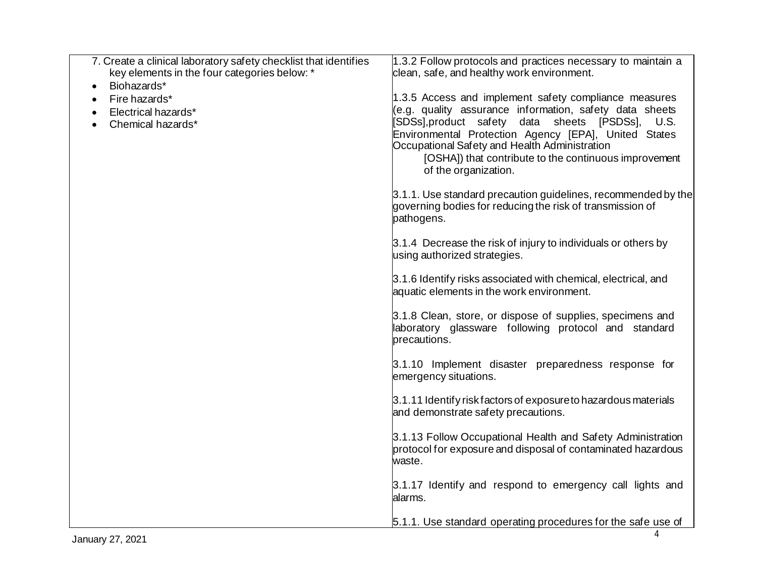| 7. Create a clinical laboratory safety checklist that identifies key elements in the four categories below: *<br>• Biohazards*<br>• Fire hazards*<br>• Electrical hazards*<br>• Chemical hazards* | 1.3.2 Follow protocols and practices necessary to maintain a clean, safe, and healthy work environment.<br><br>1.3.5 Access and implement safety compliance measures (e.g. quality assurance information, safety data sheets [SDSs],product safety data sheets [PSDSs], U.S. Environmental Protection Agency [EPA], United States Occupational Safety and Health Administration [OSHA]) that contribute to the continuous improvement of the organization.<br><br>3.1.1. Use standard precaution guidelines, recommended by the governing bodies for reducing the risk of transmission of pathogens.<br><br>3.1.4 Decrease the risk of injury to individuals or others by using authorized strategies.<br><br>3.1.6 Identify risks associated with chemical, electrical, and aquatic elements in the work environment.<br><br>3.1.8 Clean, store, or dispose of supplies, specimens and laboratory glassware following protocol and standard precautions.<br><br>3.1.10 Implement disaster preparedness response for emergency situations.<br><br>3.1.11 Identify risk factors of exposure to hazardous materials and demonstrate safety precautions.<br><br>3.1.13 Follow Occupational Health and Safety Administration protocol for exposure and disposal of contaminated hazardous waste.<br><br>3.1.17 Identify and respond to emergency call lights and alarms.<br><br>5.1.1. Use standard operating procedures for the safe use of |
|---|---|

January 27, 2021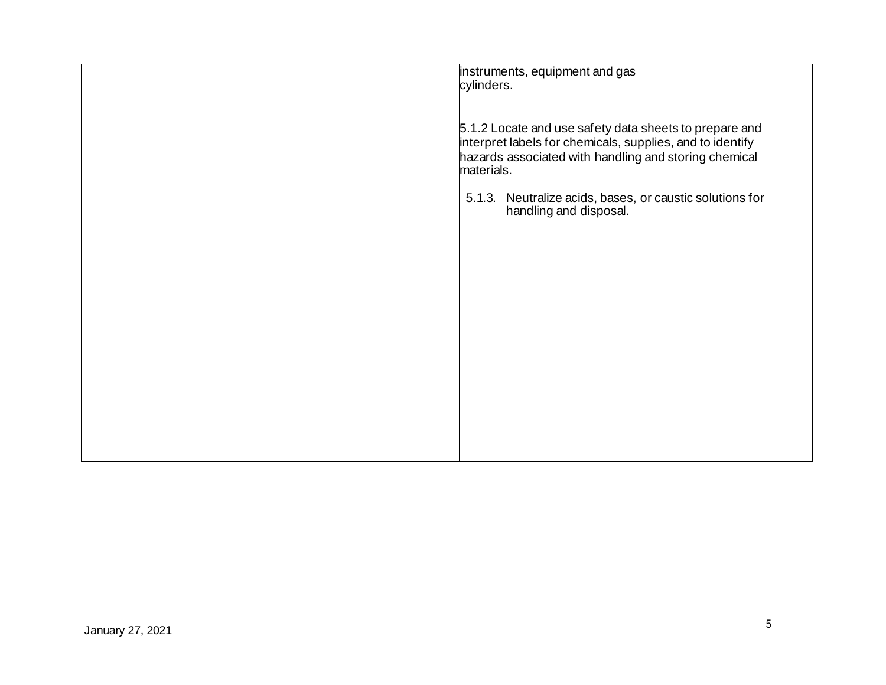| | |
|---|---|
| | instruments, equipment and gas cylinders.<br><br>5.1.2 Locate and use safety data sheets to prepare and interpret labels for chemicals, supplies, and to identify hazards associated with handling and storing chemical materials.<br><br>5.1.3. Neutralize acids, bases, or caustic solutions for handling and disposal. |

January 27, 2021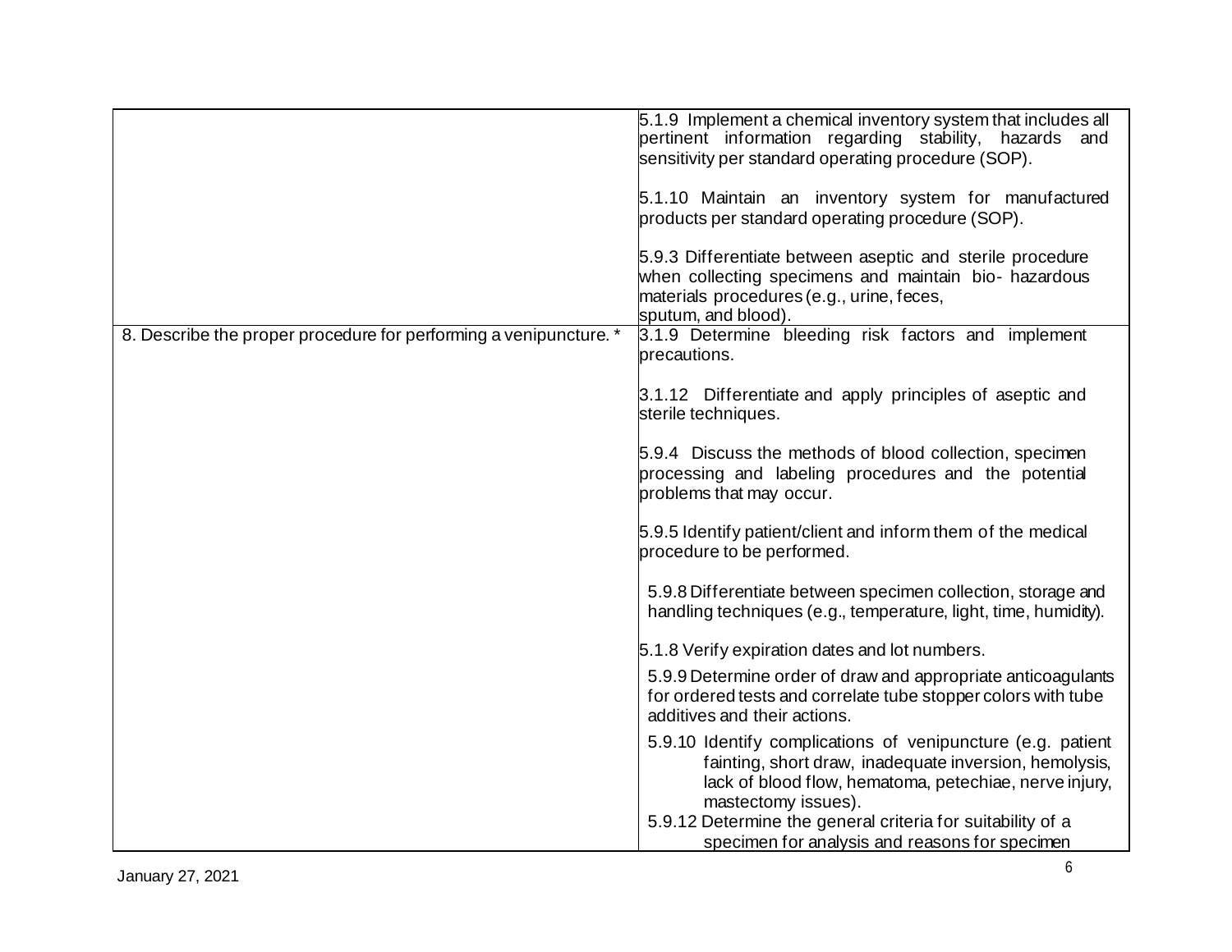| | |
|---|---|
| | 5.1.9 Implement a chemical inventory system that includes all pertinent information regarding stability, hazards and sensitivity per standard operating procedure (SOP).<br><br>5.1.10 Maintain an inventory system for manufactured products per standard operating procedure (SOP).<br><br>5.9.3 Differentiate between aseptic and sterile procedure when collecting specimens and maintain bio- hazardous materials procedures (e.g., urine, feces, sputum, and blood). |
| 8. Describe the proper procedure for performing a venipuncture. * | 3.1.9 Determine bleeding risk factors and implement precautions.<br><br>3.1.12 Differentiate and apply principles of aseptic and sterile techniques.<br><br>5.9.4 Discuss the methods of blood collection, specimen processing and labeling procedures and the potential problems that may occur.<br><br>5.9.5 Identify patient/client and inform them of the medical procedure to be performed.<br><br>5.9.8 Differentiate between specimen collection, storage and handling techniques (e.g., temperature, light, time, humidity).<br><br>5.1.8 Verify expiration dates and lot numbers.<br><br>5.9.9 Determine order of draw and appropriate anticoagulants for ordered tests and correlate tube stopper colors with tube additives and their actions.<br><br>5.9.10 Identify complications of venipuncture (e.g. patient fainting, short draw, inadequate inversion, hemolysis, lack of blood flow, hematoma, petechiae, nerve injury, mastectomy issues).<br>5.9.12 Determine the general criteria for suitability of a specimen for analysis and reasons for specimen |

January 27, 2021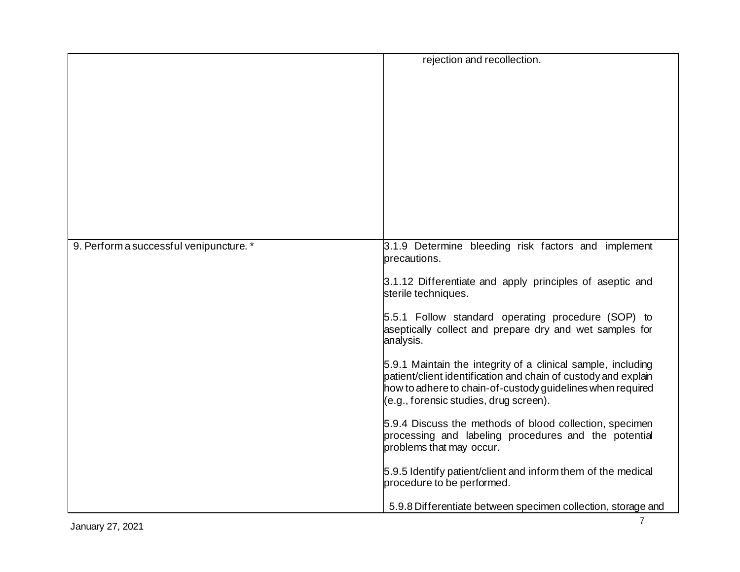| | |
|---|---|
| | rejection and recollection. |
| 9. Perform a successful venipuncture. * | 3.1.9 Determine bleeding risk factors and implement precautions.<br><br>3.1.12 Differentiate and apply principles of aseptic and sterile techniques.<br><br>5.5.1 Follow standard operating procedure (SOP) to aseptically collect and prepare dry and wet samples for analysis.<br><br>5.9.1 Maintain the integrity of a clinical sample, including patient/client identification and chain of custody and explain how to adhere to chain-of-custody guidelines when required (e.g., forensic studies, drug screen).<br><br>5.9.4 Discuss the methods of blood collection, specimen processing and labeling procedures and the potential problems that may occur.<br><br>5.9.5 Identify patient/client and inform them of the medical procedure to be performed.<br><br>5.9.8 Differentiate between specimen collection, storage and |

January 27, 2021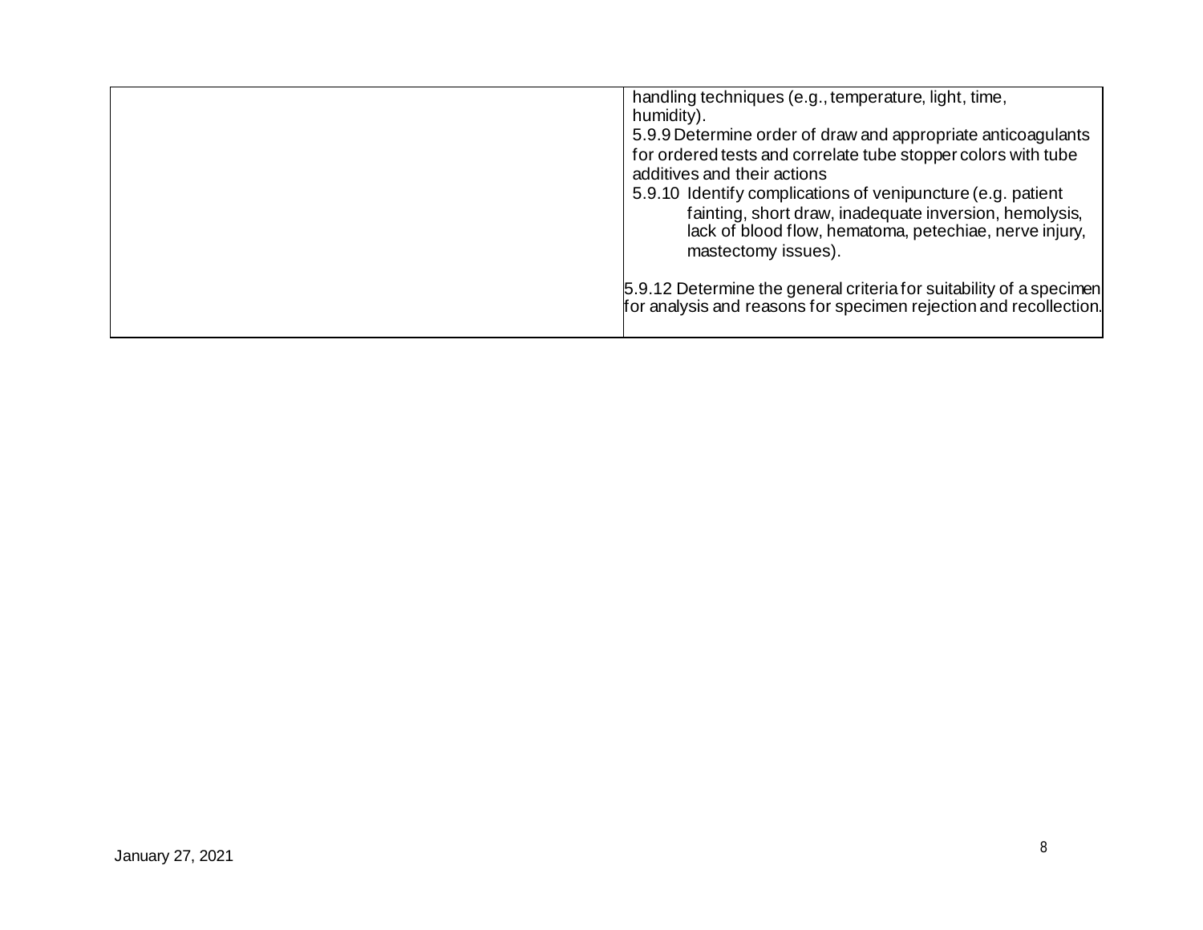| | |
|---|---|
| | handling techniques (e.g., temperature, light, time, humidity).<br>5.9.9 Determine order of draw and appropriate anticoagulants for ordered tests and correlate tube stopper colors with tube additives and their actions<br>5.9.10 Identify complications of venipuncture (e.g. patient fainting, short draw, inadequate inversion, hemolysis, lack of blood flow, hematoma, petechiae, nerve injury, mastectomy issues).<br><br>5.9.12 Determine the general criteria for suitability of a specimen for analysis and reasons for specimen rejection and recollection. |

January 27, 2021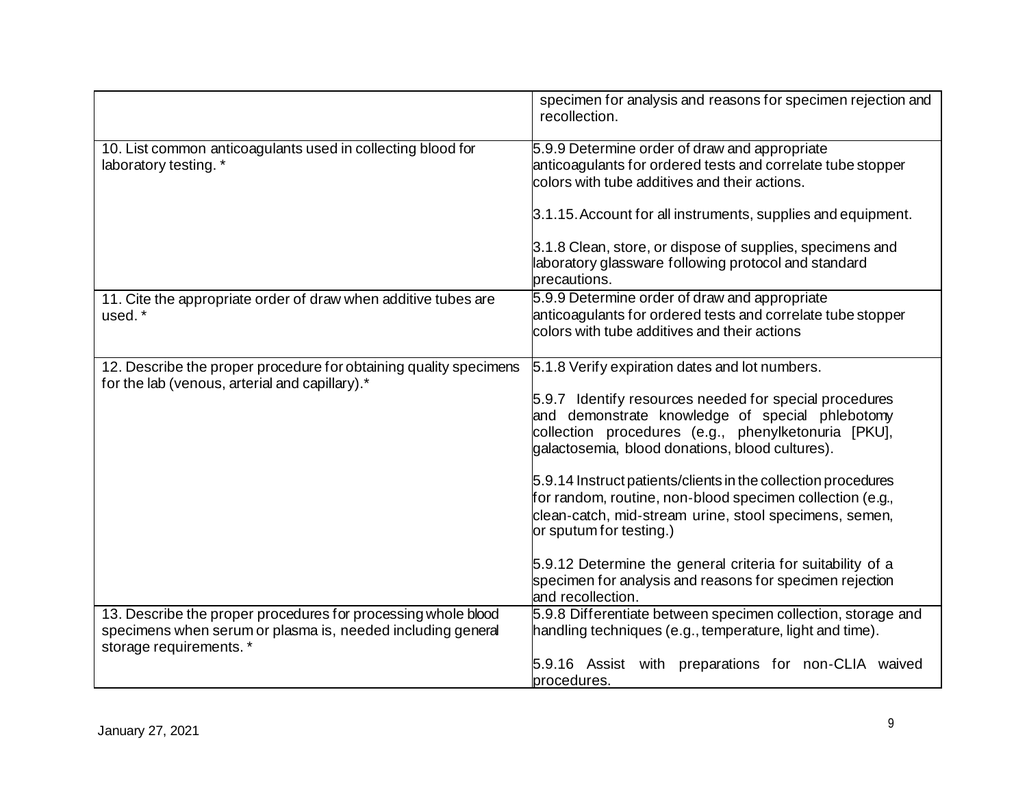| | |
|---|---|
| | specimen for analysis and reasons for specimen rejection and recollection. |
| 10. List common anticoagulants used in collecting blood for laboratory testing. * | 5.9.9 Determine order of draw and appropriate anticoagulants for ordered tests and correlate tube stopper colors with tube additives and their actions.<br><br>3.1.15. Account for all instruments, supplies and equipment.<br><br>3.1.8 Clean, store, or dispose of supplies, specimens and laboratory glassware following protocol and standard precautions. |
| 11. Cite the appropriate order of draw when additive tubes are used. * | 5.9.9 Determine order of draw and appropriate anticoagulants for ordered tests and correlate tube stopper colors with tube additives and their actions |
| 12. Describe the proper procedure for obtaining quality specimens for the lab (venous, arterial and capillary).* | 5.1.8 Verify expiration dates and lot numbers.<br><br>5.9.7 Identify resources needed for special procedures and demonstrate knowledge of special phlebotomy collection procedures (e.g., phenylketonuria [PKU], galactosemia, blood donations, blood cultures).<br><br>5.9.14 Instruct patients/clients in the collection procedures for random, routine, non-blood specimen collection (e.g., clean-catch, mid-stream urine, stool specimens, semen, or sputum for testing.)<br><br>5.9.12 Determine the general criteria for suitability of a specimen for analysis and reasons for specimen rejection and recollection. |
| 13. Describe the proper procedures for processing whole blood specimens when serum or plasma is, needed including general storage requirements. * | 5.9.8 Differentiate between specimen collection, storage and handling techniques (e.g., temperature, light and time).<br><br>5.9.16 Assist with preparations for non-CLIA waived procedures. |

January 27, 2021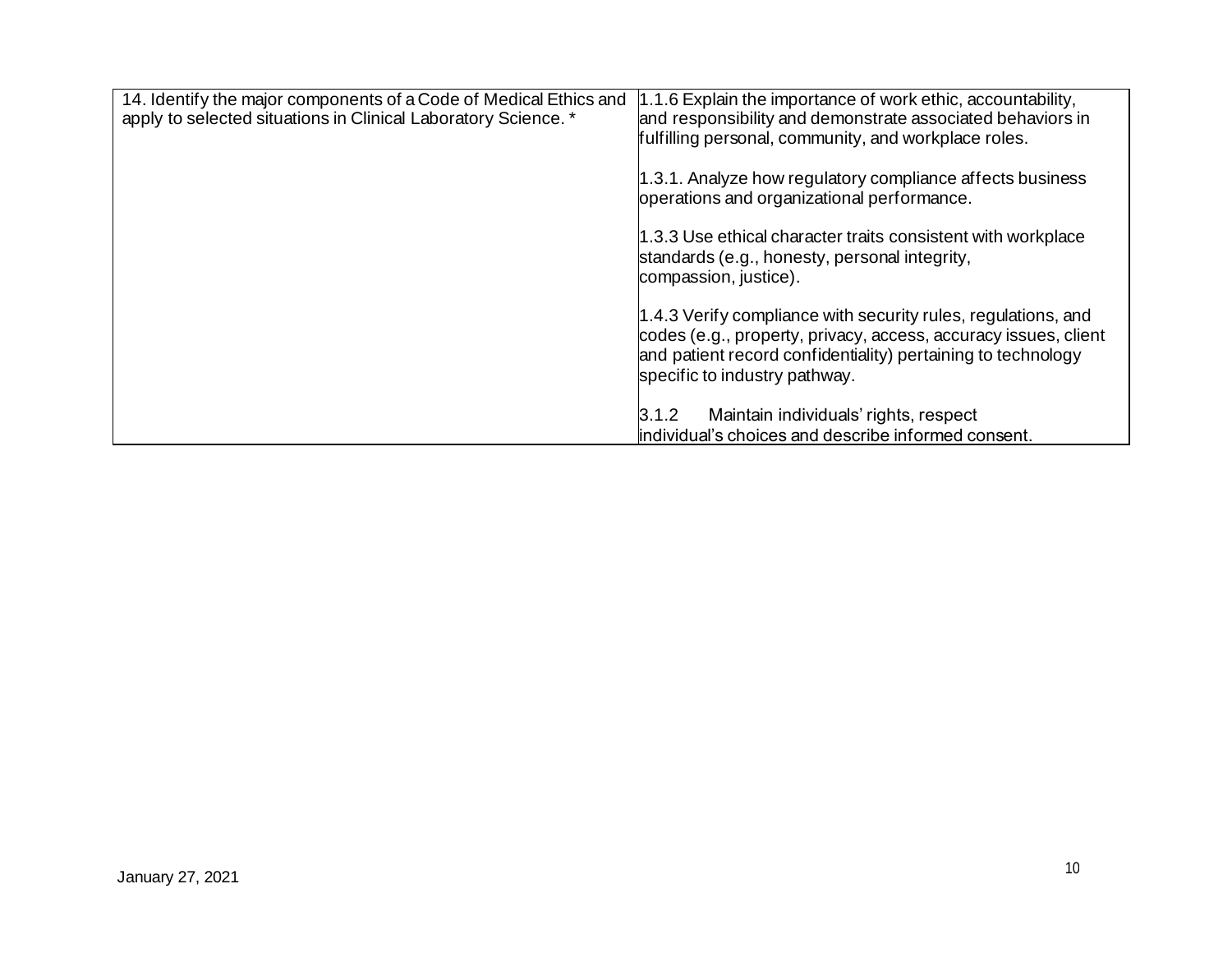| | |
|---|---|
| 14. Identify the major components of a Code of Medical Ethics and apply to selected situations in Clinical Laboratory Science. * | 1.1.6 Explain the importance of work ethic, accountability, and responsibility and demonstrate associated behaviors in fulfilling personal, community, and workplace roles.<br><br>1.3.1. Analyze how regulatory compliance affects business operations and organizational performance.<br><br>1.3.3 Use ethical character traits consistent with workplace standards (e.g., honesty, personal integrity, compassion, justice).<br><br>1.4.3 Verify compliance with security rules, regulations, and codes (e.g., property, privacy, access, accuracy issues, client and patient record confidentiality) pertaining to technology specific to industry pathway.<br><br>3.1.2 Maintain individuals' rights, respect individual's choices and describe informed consent. |

January 27, 2021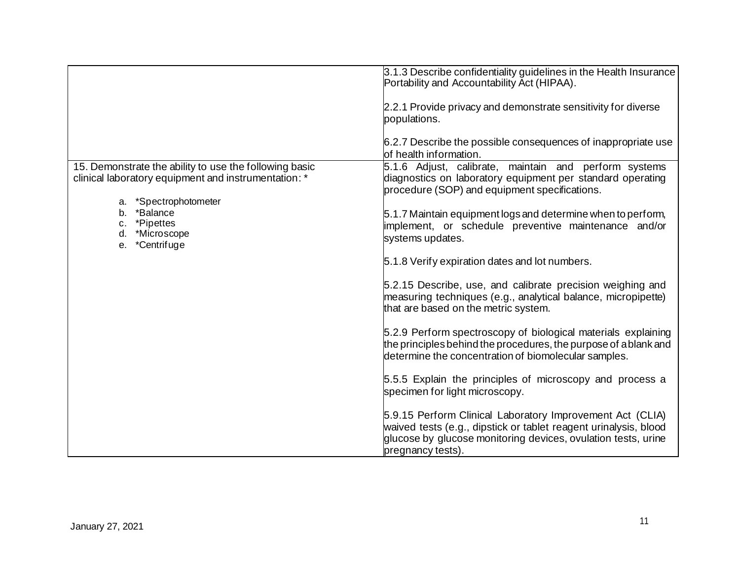| | |
|---|---|
| | 3.1.3 Describe confidentiality guidelines in the Health Insurance Portability and Accountability Act (HIPAA).<br><br>2.2.1 Provide privacy and demonstrate sensitivity for diverse populations.<br><br>6.2.7 Describe the possible consequences of inappropriate use of health information. |
| 15. Demonstrate the ability to use the following basic clinical laboratory equipment and instrumentation: *<br><br>a. *Spectrophotometer<br>b. *Balance<br>c. *Pipettes<br>d. *Microscope<br>e. *Centrifuge | 5.1.6 Adjust, calibrate, maintain and perform systems diagnostics on laboratory equipment per standard operating procedure (SOP) and equipment specifications.<br><br>5.1.7 Maintain equipment logs and determine when to perform, implement, or schedule preventive maintenance and/or systems updates.<br><br>5.1.8 Verify expiration dates and lot numbers.<br><br>5.2.15 Describe, use, and calibrate precision weighing and measuring techniques (e.g., analytical balance, micropipette) that are based on the metric system.<br><br>5.2.9 Perform spectroscopy of biological materials explaining the principles behind the procedures, the purpose of a blank and determine the concentration of biomolecular samples.<br><br>5.5.5 Explain the principles of microscopy and process a specimen for light microscopy.<br><br>5.9.15 Perform Clinical Laboratory Improvement Act (CLIA) waived tests (e.g., dipstick or tablet reagent urinalysis, blood glucose by glucose monitoring devices, ovulation tests, urine pregnancy tests). |

January 27, 2021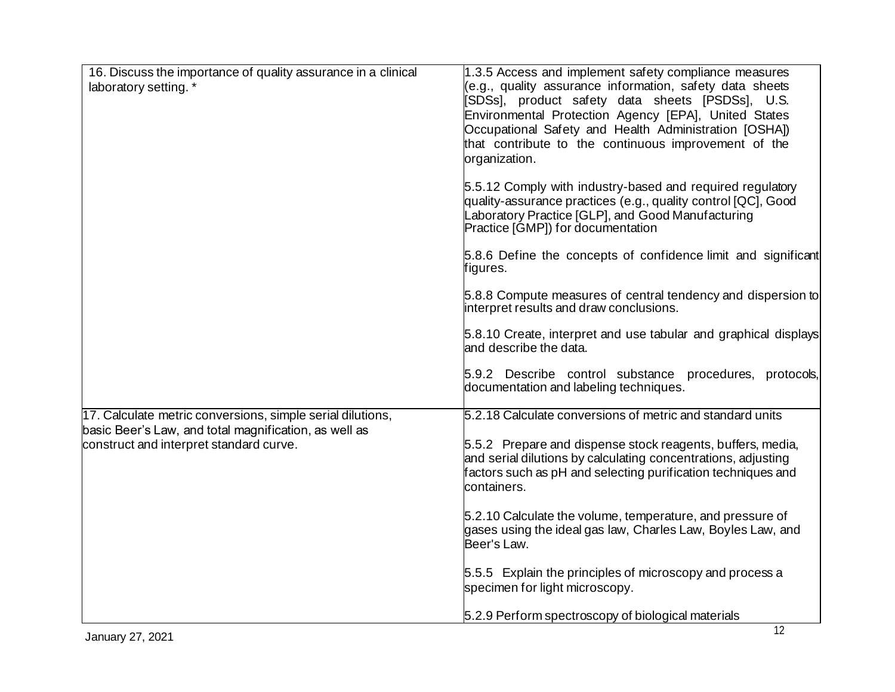| | |
|---|---|
| 16. Discuss the importance of quality assurance in a clinical laboratory setting. * | 1.3.5 Access and implement safety compliance measures (e.g., quality assurance information, safety data sheets [SDSs], product safety data sheets [PSDSs], U.S. Environmental Protection Agency [EPA], United States Occupational Safety and Health Administration [OSHA]) that contribute to the continuous improvement of the organization.<br><br>5.5.12 Comply with industry-based and required regulatory quality-assurance practices (e.g., quality control [QC], Good Laboratory Practice [GLP], and Good Manufacturing Practice [GMP]) for documentation<br><br>5.8.6 Define the concepts of confidence limit and significant figures.<br><br>5.8.8 Compute measures of central tendency and dispersion to interpret results and draw conclusions.<br><br>5.8.10 Create, interpret and use tabular and graphical displays and describe the data.<br><br>5.9.2 Describe control substance procedures, protocols, documentation and labeling techniques. |
| 17. Calculate metric conversions, simple serial dilutions, basic Beer's Law, and total magnification, as well as construct and interpret standard curve. | 5.2.18 Calculate conversions of metric and standard units<br><br>5.5.2 Prepare and dispense stock reagents, buffers, media, and serial dilutions by calculating concentrations, adjusting factors such as pH and selecting purification techniques and containers.<br><br>5.2.10 Calculate the volume, temperature, and pressure of gases using the ideal gas law, Charles Law, Boyles Law, and Beer's Law.<br><br>5.5.5 Explain the principles of microscopy and process a specimen for light microscopy.<br><br>5.2.9 Perform spectroscopy of biological materials |

January 27, 2021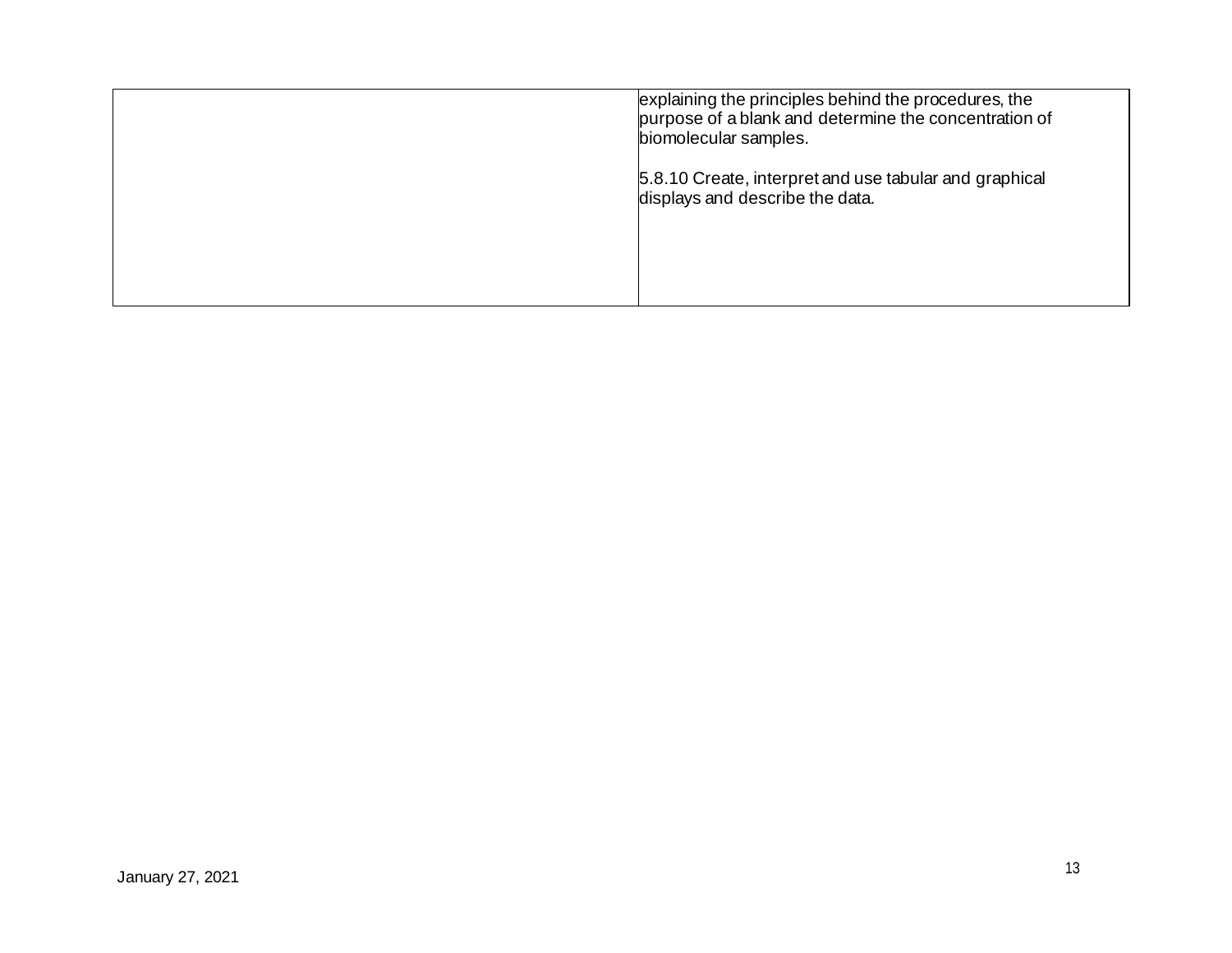| | |
|---|---|
| | explaining the principles behind the procedures, the purpose of a blank and determine the concentration of biomolecular samples.<br><br>5.8.10 Create, interpret and use tabular and graphical displays and describe the data. |

January 27, 2021